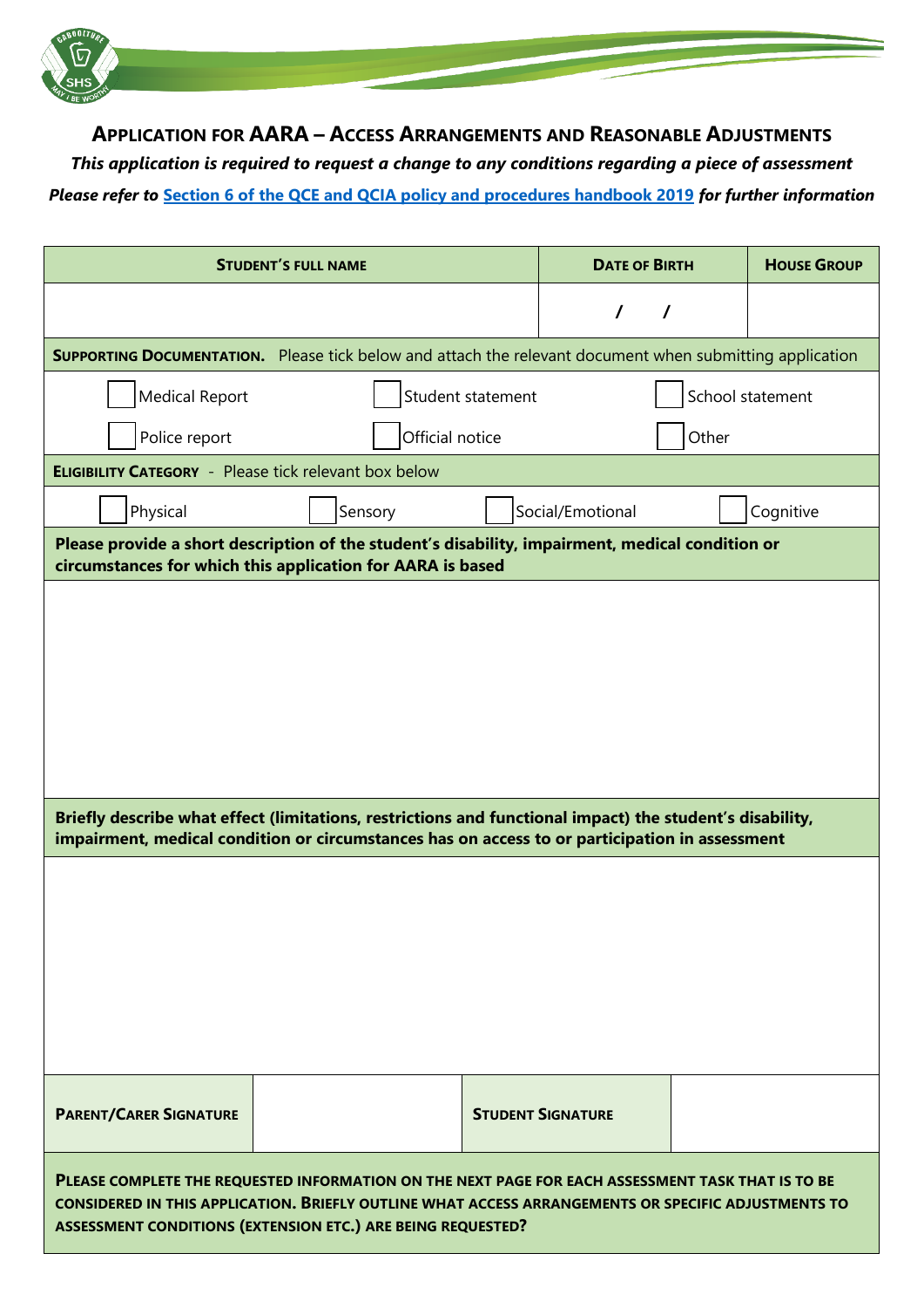# Application for AARA – Access Arrangements and Reasonable Adjustments

***This application is required to request a change to any conditions regarding a piece of assessment***

***Please refer to [Section 6 of the QCE and QCIA policy and procedures handbook 2019] for further information***

| **Student's Full Name** | **Date of Birth** | **House Group** |
|---|---|---|
| | / / | |

**Supporting Documentation.** Please tick below and attach the relevant document when submitting application

- ☐ Medical Report
- ☐ Student statement
- ☐ School statement
- ☐ Police report
- ☐ Official notice
- ☐ Other

**Eligibility Category** - Please tick relevant box below

- ☐ Physical
- ☐ Sensory
- ☐ Social/Emotional
- ☐ Cognitive

**Please provide a short description of the student's disability, impairment, medical condition or circumstances for which this application for AARA is based**

&nbsp;

**Briefly describe what effect (limitations, restrictions and functional impact) the student's disability, impairment, medical condition or circumstances has on access to or participation in assessment**

&nbsp;

| **Parent/Carer Signature** | | **Student Signature** | |
|---|---|---|---|

**Please complete the requested information on the next page for each assessment task that is to be considered in this application. Briefly outline what access arrangements or specific adjustments to assessment conditions (extension etc.) are being requested?**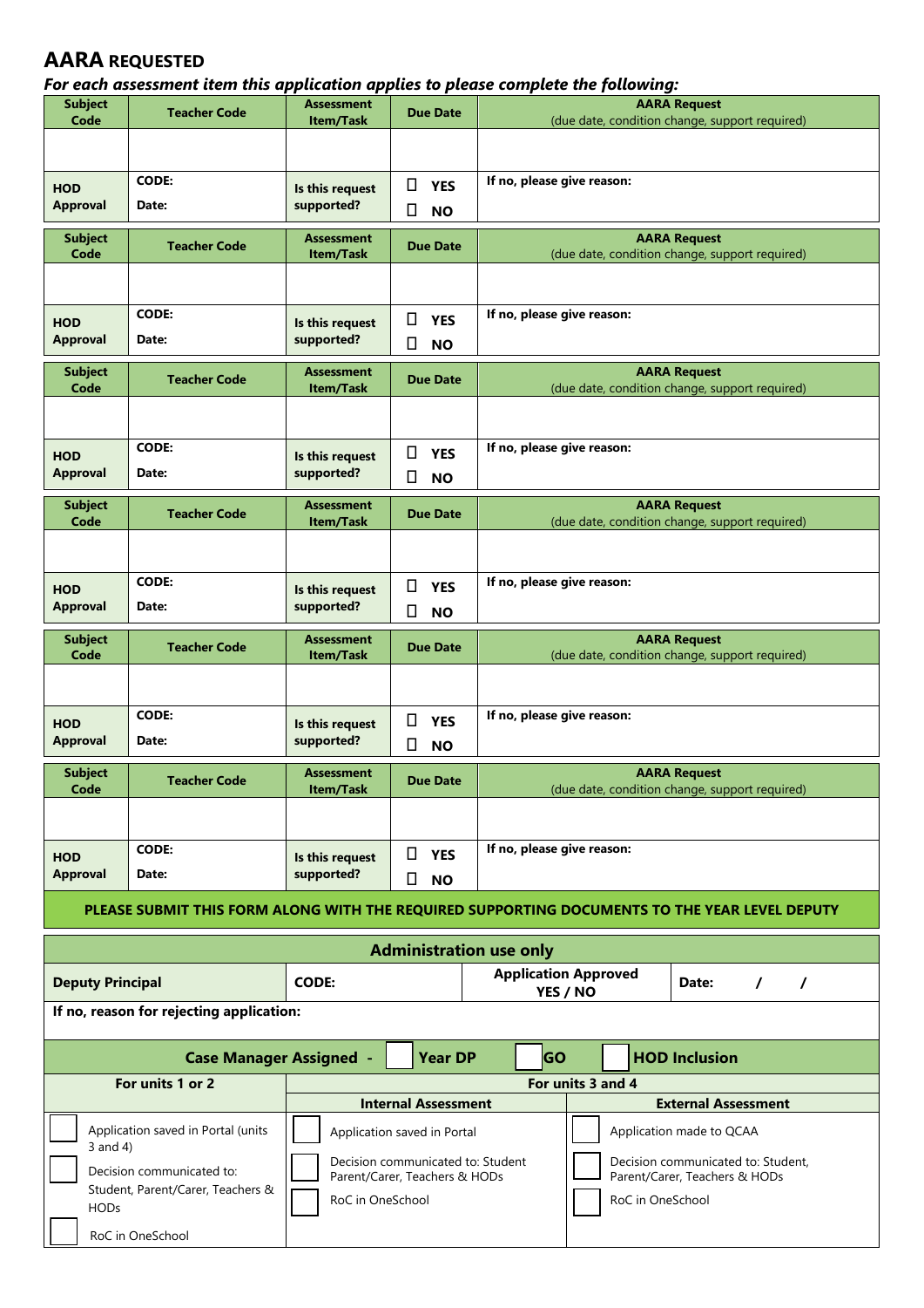## AARA REQUESTED

***For each assessment item this application applies to please complete the following:***

| Subject Code | Teacher Code | Assessment Item/Task | Due Date | AARA Request (due date, condition change, support required) |
|---|---|---|---|---|
| | | | | |
| **HOD Approval** | **CODE:** **Date:** | **Is this request supported?** | ☐ **YES** ☐ **NO** | **If no, please give reason:** |

| Subject Code | Teacher Code | Assessment Item/Task | Due Date | AARA Request (due date, condition change, support required) |
|---|---|---|---|---|
| | | | | |
| **HOD Approval** | **CODE:** **Date:** | **Is this request supported?** | ☐ **YES** ☐ **NO** | **If no, please give reason:** |

| Subject Code | Teacher Code | Assessment Item/Task | Due Date | AARA Request (due date, condition change, support required) |
|---|---|---|---|---|
| | | | | |
| **HOD Approval** | **CODE:** **Date:** | **Is this request supported?** | ☐ **YES** ☐ **NO** | **If no, please give reason:** |

| Subject Code | Teacher Code | Assessment Item/Task | Due Date | AARA Request (due date, condition change, support required) |
|---|---|---|---|---|
| | | | | |
| **HOD Approval** | **CODE:** **Date:** | **Is this request supported?** | ☐ **YES** ☐ **NO** | **If no, please give reason:** |

| Subject Code | Teacher Code | Assessment Item/Task | Due Date | AARA Request (due date, condition change, support required) |
|---|---|---|---|---|
| | | | | |
| **HOD Approval** | **CODE:** **Date:** | **Is this request supported?** | ☐ **YES** ☐ **NO** | **If no, please give reason:** |

| Subject Code | Teacher Code | Assessment Item/Task | Due Date | AARA Request (due date, condition change, support required) |
|---|---|---|---|---|
| | | | | |
| **HOD Approval** | **CODE:** **Date:** | **Is this request supported?** | ☐ **YES** ☐ **NO** | **If no, please give reason:** |

**PLEASE SUBMIT THIS FORM ALONG WITH THE REQUIRED SUPPORTING DOCUMENTS TO THE YEAR LEVEL DEPUTY**

| **Administration use only** | | | |
|---|---|---|---|
| **Deputy Principal** | **CODE:** | **Application Approved YES / NO** | **Date:** / / |
| **If no, reason for rejecting application:** | | | |

**Case Manager Assigned -** ☐ **Year DP** ☐ **GO** ☐ **HOD Inclusion**

| **For units 1 or 2** | **For units 3 and 4** | |
|---|---|---|
| | **Internal Assessment** | **External Assessment** |
| ☐ Application saved in Portal (units 3 and 4) | ☐ Application saved in Portal | ☐ Application made to QCAA |
| ☐ Decision communicated to: Student, Parent/Carer, Teachers & HODs | ☐ Decision communicated to: Student Parent/Carer, Teachers & HODs | ☐ Decision communicated to: Student, Parent/Carer, Teachers & HODs |
| ☐ RoC in OneSchool | ☐ RoC in OneSchool | ☐ RoC in OneSchool |